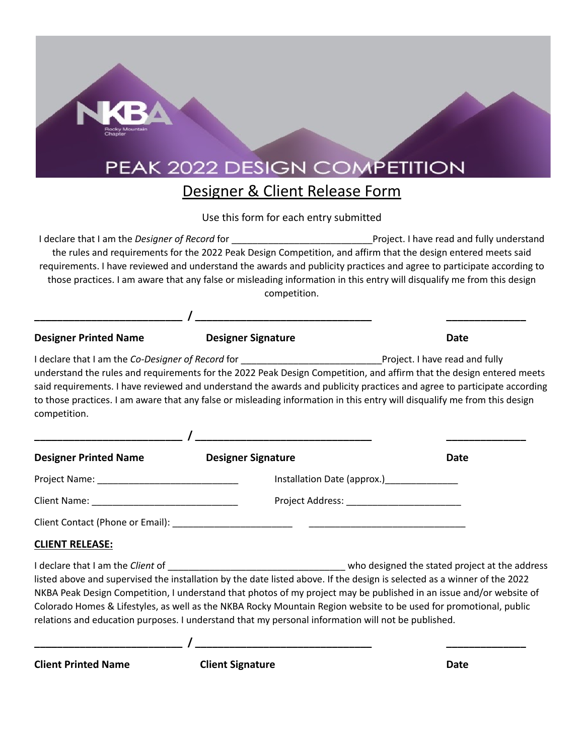NKBA Rocky Mountain Chapter

PEAK 2022 DESIGN COMPETITION

# Designer & Client Release Form

Use this form for each entry submitted

I declare that I am the *Designer of Record* for ___________________________Project. I have read and fully understand the rules and requirements for the 2022 Peak Design Competition, and affirm that the design entered meets said requirements. I have reviewed and understand the awards and publicity practices and agree to participate according to those practices. I am aware that any false or misleading information in this entry will disqualify me from this design competition.

__________________________ / ______________________________ ______________

**Designer Printed Name** **Designer Signature** **Date**

I declare that I am the *Co-Designer of Record* for ___________________________Project. I have read and fully understand the rules and requirements for the 2022 Peak Design Competition, and affirm that the design entered meets said requirements. I have reviewed and understand the awards and publicity practices and agree to participate according to those practices. I am aware that any false or misleading information in this entry will disqualify me from this design competition.

__________________________ / ______________________________ ______________

**Designer Printed Name** **Designer Signature** **Date**

Project Name: ___________________________ Installation Date (approx.)______________

Client Name: ____________________________ Project Address: ______________________

Client Contact (Phone or Email): _______________________ ______________________________

**CLIENT RELEASE:**

I declare that I am the *Client* of __________________________________ who designed the stated project at the address listed above and supervised the installation by the date listed above. If the design is selected as a winner of the 2022 NKBA Peak Design Competition, I understand that photos of my project may be published in an issue and/or website of Colorado Homes & Lifestyles, as well as the NKBA Rocky Mountain Region website to be used for promotional, public relations and education purposes. I understand that my personal information will not be published.

__________________________ / ______________________________ ______________

**Client Printed Name** **Client Signature** **Date**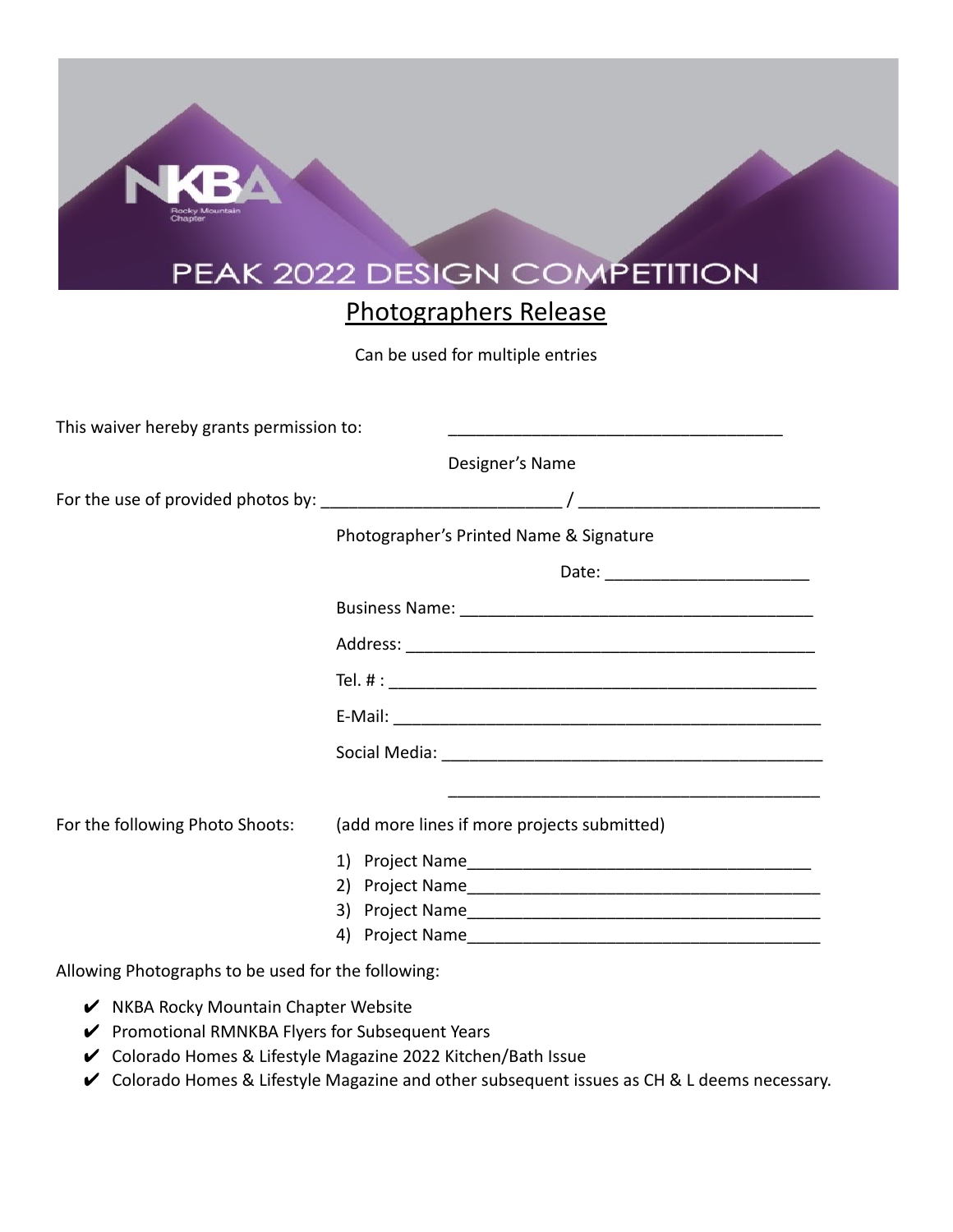# PEAK 2022 DESIGN COMPETITION

NKBA Rocky Mountain Chapter

## Photographers Release

Can be used for multiple entries

This waiver hereby grants permission to: ____________________________________

Designer's Name

For the use of provided photos by: _________________________ / _________________________

Photographer's Printed Name & Signature

Date: ______________________

Business Name: ______________________________________

Address: ____________________________________________

Tel. # : _____________________________________________

E-Mail: _____________________________________________

Social Media: ________________________________________

_____________________________________________________

For the following Photo Shoots: (add more lines if more projects submitted)

1) Project Name_____________________________________
2) Project Name_____________________________________
3) Project Name_____________________________________
4) Project Name_____________________________________

Allowing Photographs to be used for the following:

- ✔ NKBA Rocky Mountain Chapter Website
- ✔ Promotional RMNKBA Flyers for Subsequent Years
- ✔ Colorado Homes & Lifestyle Magazine 2022 Kitchen/Bath Issue
- ✔ Colorado Homes & Lifestyle Magazine and other subsequent issues as CH & L deems necessary.